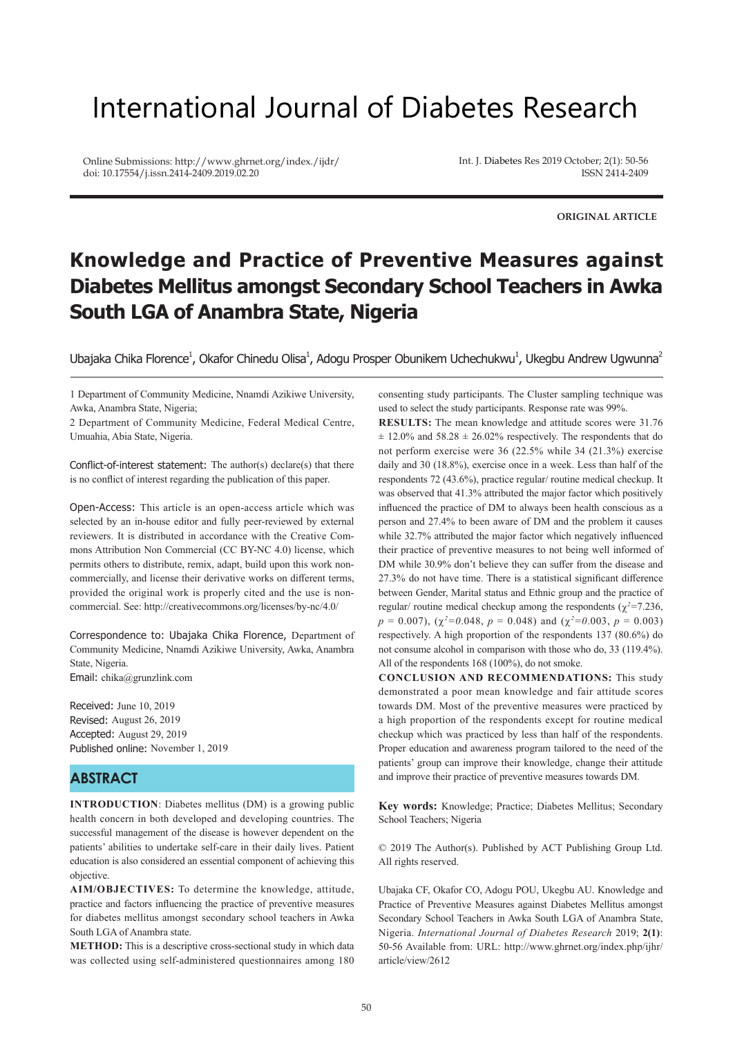# International Journal of Diabetes Research

Online Submissions: http://www.ghrnet.org/index./ijdr/
doi: 10.17554/j.issn.2414-2409.2019.02.20

Int. J. Diabetes Res 2019 October; 2(1): 50-56
ISSN 2414-2409

**ORIGINAL ARTICLE**

# Knowledge and Practice of Preventive Measures against Diabetes Mellitus amongst Secondary School Teachers in Awka South LGA of Anambra State, Nigeria

Ubajaka Chika Florence[1], Okafor Chinedu Olisa[1], Adogu Prosper Obunikem Uchechukwu[1], Ukegbu Andrew Ugwunna[2]

1 Department of Community Medicine, Nnamdi Azikiwe University, Awka, Anambra State, Nigeria;
2 Department of Community Medicine, Federal Medical Centre, Umuahia, Abia State, Nigeria.

Conflict-of-interest statement: The author(s) declare(s) that there is no conflict of interest regarding the publication of this paper.

Open-Access: This article is an open-access article which was selected by an in-house editor and fully peer-reviewed by external reviewers. It is distributed in accordance with the Creative Commons Attribution Non Commercial (CC BY-NC 4.0) license, which permits others to distribute, remix, adapt, build upon this work non-commercially, and license their derivative works on different terms, provided the original work is properly cited and the use is non-commercial. See: http://creativecommons.org/licenses/by-nc/4.0/

Correspondence to: Ubajaka Chika Florence, Department of Community Medicine, Nnamdi Azikiwe University, Awka, Anambra State, Nigeria.
Email: chika@grunzlink.com

Received: June 10, 2019
Revised: August 26, 2019
Accepted: August 29, 2019
Published online: November 1, 2019

## ABSTRACT

**INTRODUCTION**: Diabetes mellitus (DM) is a growing public health concern in both developed and developing countries. The successful management of the disease is however dependent on the patients' abilities to undertake self-care in their daily lives. Patient education is also considered an essential component of achieving this objective.

**AIM/OBJECTIVES:** To determine the knowledge, attitude, practice and factors influencing the practice of preventive measures for diabetes mellitus amongst secondary school teachers in Awka South LGA of Anambra state.

**METHOD:** This is a descriptive cross-sectional study in which data was collected using self-administered questionnaires among 180 consenting study participants. The Cluster sampling technique was used to select the study participants. Response rate was 99%.

**RESULTS:** The mean knowledge and attitude scores were 31.76 ± 12.0% and 58.28 ± 26.02% respectively. The respondents that do not perform exercise were 36 (22.5% while 34 (21.3%) exercise daily and 30 (18.8%), exercise once in a week. Less than half of the respondents 72 (43.6%), practice regular/ routine medical checkup. It was observed that 41.3% attributed the major factor which positively influenced the practice of DM to always been health conscious as a person and 27.4% to been aware of DM and the problem it causes while 32.7% attributed the major factor which negatively influenced their practice of preventive measures to not being well informed of DM while 30.9% don't believe they can suffer from the disease and 27.3% do not have time. There is a statistical significant difference between Gender, Marital status and Ethnic group and the practice of regular/ routine medical checkup among the respondents ($\chi^2$=7.236, $p$ = 0.007), ($\chi^2$=0.048, $p$ = 0.048) and ($\chi^2$=0.003, $p$ = 0.003) respectively. A high proportion of the respondents 137 (80.6%) do not consume alcohol in comparison with those who do, 33 (119.4%). All of the respondents 168 (100%), do not smoke.

**CONCLUSION AND RECOMMENDATIONS:** This study demonstrated a poor mean knowledge and fair attitude scores towards DM. Most of the preventive measures were practiced by a high proportion of the respondents except for routine medical checkup which was practiced by less than half of the respondents. Proper education and awareness program tailored to the need of the patients' group can improve their knowledge, change their attitude and improve their practice of preventive measures towards DM.

**Key words:** Knowledge; Practice; Diabetes Mellitus; Secondary School Teachers; Nigeria

© 2019 The Author(s). Published by ACT Publishing Group Ltd. All rights reserved.

Ubajaka CF, Okafor CO, Adogu POU, Ukegbu AU. Knowledge and Practice of Preventive Measures against Diabetes Mellitus amongst Secondary School Teachers in Awka South LGA of Anambra State, Nigeria. *International Journal of Diabetes Research* 2019; **2(1)**: 50-56 Available from: URL: http://www.ghrnet.org/index.php/ijhr/article/view/2612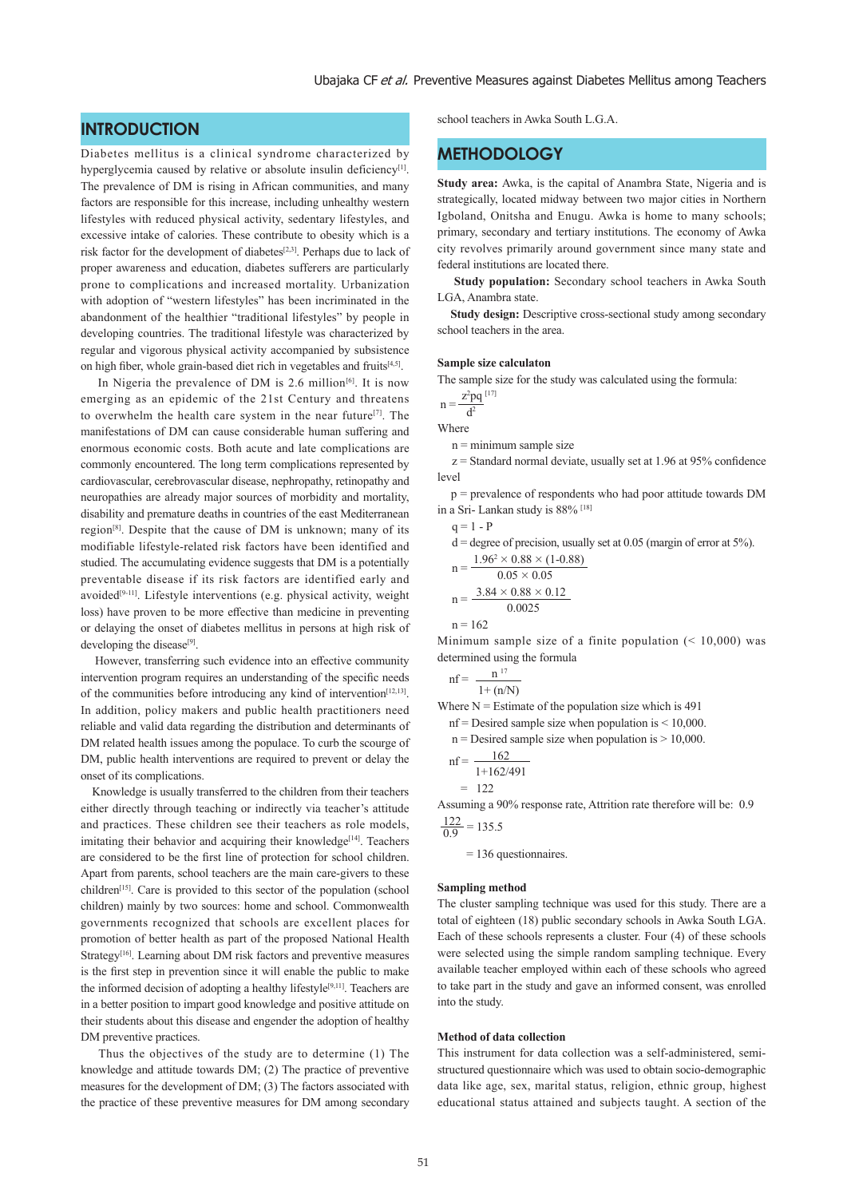## INTRODUCTION

Diabetes mellitus is a clinical syndrome characterized by hyperglycemia caused by relative or absolute insulin deficiency[1]. The prevalence of DM is rising in African communities, and many factors are responsible for this increase, including unhealthy western lifestyles with reduced physical activity, sedentary lifestyles, and excessive intake of calories. These contribute to obesity which is a risk factor for the development of diabetes[2,3]. Perhaps due to lack of proper awareness and education, diabetes sufferers are particularly prone to complications and increased mortality. Urbanization with adoption of "western lifestyles" has been incriminated in the abandonment of the healthier "traditional lifestyles" by people in developing countries. The traditional lifestyle was characterized by regular and vigorous physical activity accompanied by subsistence on high fiber, whole grain-based diet rich in vegetables and fruits[4,5].

In Nigeria the prevalence of DM is 2.6 million[6]. It is now emerging as an epidemic of the 21st Century and threatens to overwhelm the health care system in the near future[7]. The manifestations of DM can cause considerable human suffering and enormous economic costs. Both acute and late complications are commonly encountered. The long term complications represented by cardiovascular, cerebrovascular disease, nephropathy, retinopathy and neuropathies are already major sources of morbidity and mortality, disability and premature deaths in countries of the east Mediterranean region[8]. Despite that the cause of DM is unknown; many of its modifiable lifestyle-related risk factors have been identified and studied. The accumulating evidence suggests that DM is a potentially preventable disease if its risk factors are identified early and avoided[9-11]. Lifestyle interventions (e.g. physical activity, weight loss) have proven to be more effective than medicine in preventing or delaying the onset of diabetes mellitus in persons at high risk of developing the disease[9].

However, transferring such evidence into an effective community intervention program requires an understanding of the specific needs of the communities before introducing any kind of intervention[12,13]. In addition, policy makers and public health practitioners need reliable and valid data regarding the distribution and determinants of DM related health issues among the populace. To curb the scourge of DM, public health interventions are required to prevent or delay the onset of its complications.

Knowledge is usually transferred to the children from their teachers either directly through teaching or indirectly via teacher's attitude and practices. These children see their teachers as role models, imitating their behavior and acquiring their knowledge[14]. Teachers are considered to be the first line of protection for school children. Apart from parents, school teachers are the main care-givers to these children[15]. Care is provided to this sector of the population (school children) mainly by two sources: home and school. Commonwealth governments recognized that schools are excellent places for promotion of better health as part of the proposed National Health Strategy[16]. Learning about DM risk factors and preventive measures is the first step in prevention since it will enable the public to make the informed decision of adopting a healthy lifestyle[9,11]. Teachers are in a better position to impart good knowledge and positive attitude on their students about this disease and engender the adoption of healthy DM preventive practices.

Thus the objectives of the study are to determine (1) The knowledge and attitude towards DM; (2) The practice of preventive measures for the development of DM; (3) The factors associated with the practice of these preventive measures for DM among secondary school teachers in Awka South L.G.A.

## METHODOLOGY

**Study area:** Awka, is the capital of Anambra State, Nigeria and is strategically, located midway between two major cities in Northern Igboland, Onitsha and Enugu. Awka is home to many schools; primary, secondary and tertiary institutions. The economy of Awka city revolves primarily around government since many state and federal institutions are located there.

**Study population:** Secondary school teachers in Awka South LGA, Anambra state.

**Study design:** Descriptive cross-sectional study among secondary school teachers in the area.

### Sample size calculaton

The sample size for the study was calculated using the formula:

$$n = \frac{z^2pq}{d^2} \text{ [17]}$$

Where

n = minimum sample size

z = Standard normal deviate, usually set at 1.96 at 95% confidence level

p = prevalence of respondents who had poor attitude towards DM in a Sri- Lankan study is 88% [18]

q = 1 - P

d = degree of precision, usually set at 0.05 (margin of error at 5%).

$$n = \frac{1.96^2 \times 0.88 \times (1-0.88)}{0.05 \times 0.05}$$

$$n = \frac{3.84 \times 0.88 \times 0.12}{0.0025}$$

n = 162

Minimum sample size of a finite population (< 10,000) was determined using the formula

$$nf = \frac{n}{1+(n/N)} \text{ [17]}$$

Where N = Estimate of the population size which is 491

nf = Desired sample size when population is < 10,000.

n = Desired sample size when population is > 10,000.

$$nf = \frac{162}{1+162/491}$$

$$= 122$$

Assuming a 90% response rate, Attrition rate therefore will be: 0.9

$$\frac{122}{0.9} = 135.5$$

= 136 questionnaires.

### Sampling method

The cluster sampling technique was used for this study. There are a total of eighteen (18) public secondary schools in Awka South LGA. Each of these schools represents a cluster. Four (4) of these schools were selected using the simple random sampling technique. Every available teacher employed within each of these schools who agreed to take part in the study and gave an informed consent, was enrolled into the study.

### Method of data collection

This instrument for data collection was a self-administered, semi-structured questionnaire which was used to obtain socio-demographic data like age, sex, marital status, religion, ethnic group, highest educational status attained and subjects taught. A section of the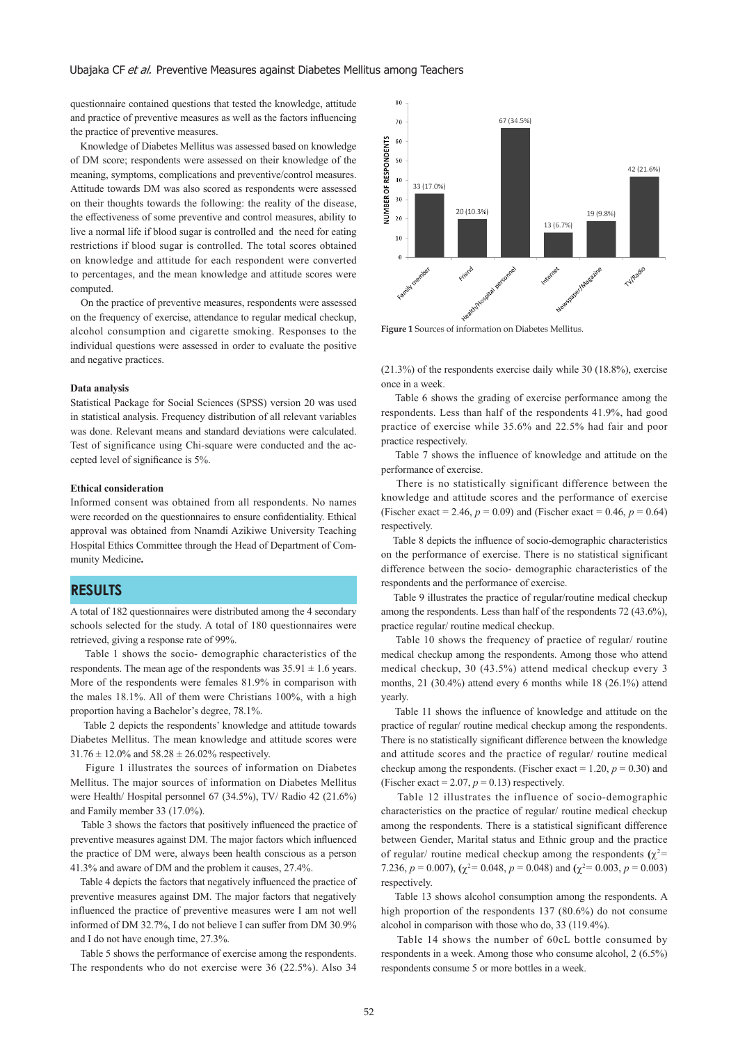questionnaire contained questions that tested the knowledge, attitude and practice of preventive measures as well as the factors influencing the practice of preventive measures.

Knowledge of Diabetes Mellitus was assessed based on knowledge of DM score; respondents were assessed on their knowledge of the meaning, symptoms, complications and preventive/control measures. Attitude towards DM was also scored as respondents were assessed on their thoughts towards the following: the reality of the disease, the effectiveness of some preventive and control measures, ability to live a normal life if blood sugar is controlled and the need for eating restrictions if blood sugar is controlled. The total scores obtained on knowledge and attitude for each respondent were converted to percentages, and the mean knowledge and attitude scores were computed.

On the practice of preventive measures, respondents were assessed on the frequency of exercise, attendance to regular medical checkup, alcohol consumption and cigarette smoking. Responses to the individual questions were assessed in order to evaluate the positive and negative practices.

### Data analysis

Statistical Package for Social Sciences (SPSS) version 20 was used in statistical analysis. Frequency distribution of all relevant variables was done. Relevant means and standard deviations were calculated. Test of significance using Chi-square were conducted and the accepted level of significance is 5%.

### Ethical consideration

Informed consent was obtained from all respondents. No names were recorded on the questionnaires to ensure confidentiality. Ethical approval was obtained from Nnamdi Azikiwe University Teaching Hospital Ethics Committee through the Head of Department of Community Medicine**.**

## RESULTS

A total of 182 questionnaires were distributed among the 4 secondary schools selected for the study. A total of 180 questionnaires were retrieved, giving a response rate of 99%.

Table 1 shows the socio- demographic characteristics of the respondents. The mean age of the respondents was 35.91 ± 1.6 years. More of the respondents were females 81.9% in comparison with the males 18.1%. All of them were Christians 100%, with a high proportion having a Bachelor's degree, 78.1%.

Table 2 depicts the respondents' knowledge and attitude towards Diabetes Mellitus. The mean knowledge and attitude scores were 31.76 ± 12.0% and 58.28 ± 26.02% respectively.

Figure 1 illustrates the sources of information on Diabetes Mellitus. The major sources of information on Diabetes Mellitus were Health/ Hospital personnel 67 (34.5%), TV/ Radio 42 (21.6%) and Family member 33 (17.0%).

Table 3 shows the factors that positively influenced the practice of preventive measures against DM. The major factors which influenced the practice of DM were, always been health conscious as a person 41.3% and aware of DM and the problem it causes, 27.4%.

Table 4 depicts the factors that negatively influenced the practice of preventive measures against DM. The major factors that negatively influenced the practice of preventive measures were I am not well informed of DM 32.7%, I do not believe I can suffer from DM 30.9% and I do not have enough time, 27.3%.

Table 5 shows the performance of exercise among the respondents. The respondents who do not exercise were 36 (22.5%). Also 34

| Source | Number of respondents |
|---|---|
| Family member | 33 (17.0%) |
| Friend | 20 (10.3%) |
| Health/Hospital personnel | 67 (34.5%) |
| Internet | 13 (6.7%) |
| Newspaper/Magazine | 19 (9.8%) |
| TV/Radio | 42 (21.6%) |

**Figure 1** Sources of information on Diabetes Mellitus.

(21.3%) of the respondents exercise daily while 30 (18.8%), exercise once in a week.

Table 6 shows the grading of exercise performance among the respondents. Less than half of the respondents 41.9%, had good practice of exercise while 35.6% and 22.5% had fair and poor practice respectively.

Table 7 shows the influence of knowledge and attitude on the performance of exercise.

There is no statistically significant difference between the knowledge and attitude scores and the performance of exercise (Fischer exact = 2.46, $p$ = 0.09) and (Fischer exact = 0.46, $p$ = 0.64) respectively.

Table 8 depicts the influence of socio-demographic characteristics on the performance of exercise. There is no statistical significant difference between the socio- demographic characteristics of the respondents and the performance of exercise.

Table 9 illustrates the practice of regular/routine medical checkup among the respondents. Less than half of the respondents 72 (43.6%), practice regular/ routine medical checkup.

Table 10 shows the frequency of practice of regular/ routine medical checkup among the respondents. Among those who attend medical checkup, 30 (43.5%) attend medical checkup every 3 months, 21 (30.4%) attend every 6 months while 18 (26.1%) attend yearly.

Table 11 shows the influence of knowledge and attitude on the practice of regular/ routine medical checkup among the respondents. There is no statistically significant difference between the knowledge and attitude scores and the practice of regular/ routine medical checkup among the respondents. (Fischer exact = 1.20, $p$ = 0.30) and (Fischer exact = 2.07, $p$ = 0.13) respectively.

Table 12 illustrates the influence of socio-demographic characteristics on the practice of regular/ routine medical checkup among the respondents. There is a statistical significant difference between Gender, Marital status and Ethnic group and the practice of regular/ routine medical checkup among the respondents ($\chi^2$= 7.236, $p$ = 0.007), ($\chi^2$= 0.048, $p$ = 0.048) and ($\chi^2$= 0.003, $p$ = 0.003) respectively.

Table 13 shows alcohol consumption among the respondents. A high proportion of the respondents 137 (80.6%) do not consume alcohol in comparison with those who do, 33 (119.4%).

Table 14 shows the number of 60cL bottle consumed by respondents in a week. Among those who consume alcohol, 2 (6.5%) respondents consume 5 or more bottles in a week.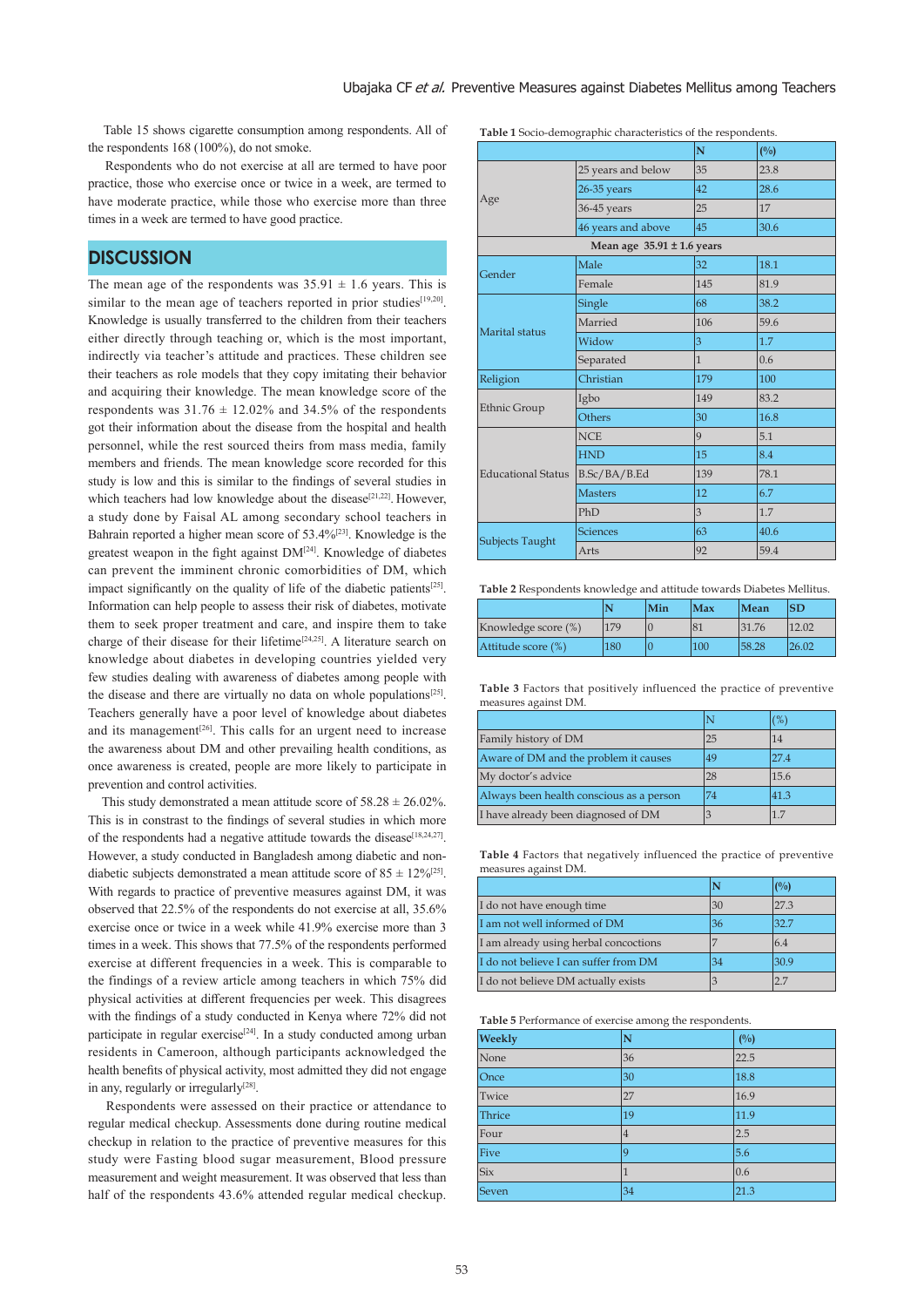Table 15 shows cigarette consumption among respondents. All of the respondents 168 (100%), do not smoke.

Respondents who do not exercise at all are termed to have poor practice, those who exercise once or twice in a week, are termed to have moderate practice, while those who exercise more than three times in a week are termed to have good practice.

## DISCUSSION

The mean age of the respondents was 35.91 ± 1.6 years. This is similar to the mean age of teachers reported in prior studies[19,20]. Knowledge is usually transferred to the children from their teachers either directly through teaching or, which is the most important, indirectly via teacher's attitude and practices. These children see their teachers as role models that they copy imitating their behavior and acquiring their knowledge. The mean knowledge score of the respondents was 31.76 ± 12.02% and 34.5% of the respondents got their information about the disease from the hospital and health personnel, while the rest sourced theirs from mass media, family members and friends. The mean knowledge score recorded for this study is low and this is similar to the findings of several studies in which teachers had low knowledge about the disease[21,22]. However, a study done by Faisal AL among secondary school teachers in Bahrain reported a higher mean score of 53.4%[23]. Knowledge is the greatest weapon in the fight against DM[24]. Knowledge of diabetes can prevent the imminent chronic comorbidities of DM, which impact significantly on the quality of life of the diabetic patients[25]. Information can help people to assess their risk of diabetes, motivate them to seek proper treatment and care, and inspire them to take charge of their disease for their lifetime[24,25]. A literature search on knowledge about diabetes in developing countries yielded very few studies dealing with awareness of diabetes among people with the disease and there are virtually no data on whole populations[25]. Teachers generally have a poor level of knowledge about diabetes and its management[26]. This calls for an urgent need to increase the awareness about DM and other prevailing health conditions, as once awareness is created, people are more likely to participate in prevention and control activities.

This study demonstrated a mean attitude score of 58.28 ± 26.02%. This is in constrast to the findings of several studies in which more of the respondents had a negative attitude towards the disease[18,24,27]. However, a study conducted in Bangladesh among diabetic and non-diabetic subjects demonstrated a mean attitude score of 85 ± 12%[25]. With regards to practice of preventive measures against DM, it was observed that 22.5% of the respondents do not exercise at all, 35.6% exercise once or twice in a week while 41.9% exercise more than 3 times in a week. This shows that 77.5% of the respondents performed exercise at different frequencies in a week. This is comparable to the findings of a review article among teachers in which 75% did physical activities at different frequencies per week. This disagrees with the findings of a study conducted in Kenya where 72% did not participate in regular exercise[24]. In a study conducted among urban residents in Cameroon, although participants acknowledged the health benefits of physical activity, most admitted they did not engage in any, regularly or irregularly[28].

Respondents were assessed on their practice or attendance to regular medical checkup. Assessments done during routine medical checkup in relation to the practice of preventive measures for this study were Fasting blood sugar measurement, Blood pressure measurement and weight measurement. It was observed that less than half of the respondents 43.6% attended regular medical checkup.

**Table 1** Socio-demographic characteristics of the respondents.

| | | N | (%) |
|---|---|---|---|
| Age | 25 years and below | 35 | 23.8 |
| | 26-35 years | 42 | 28.6 |
| | 36-45 years | 25 | 17 |
| | 46 years and above | 45 | 30.6 |
| **Mean age 35.91 ± 1.6 years** | | | |
| Gender | Male | 32 | 18.1 |
| | Female | 145 | 81.9 |
| Marital status | Single | 68 | 38.2 |
| | Married | 106 | 59.6 |
| | Widow | 3 | 1.7 |
| | Separated | 1 | 0.6 |
| Religion | Christian | 179 | 100 |
| Ethnic Group | Igbo | 149 | 83.2 |
| | Others | 30 | 16.8 |
| Educational Status | NCE | 9 | 5.1 |
| | HND | 15 | 8.4 |
| | B.Sc/BA/B.Ed | 139 | 78.1 |
| | Masters | 12 | 6.7 |
| | PhD | 3 | 1.7 |
| Subjects Taught | Sciences | 63 | 40.6 |
| | Arts | 92 | 59.4 |

**Table 2** Respondents knowledge and attitude towards Diabetes Mellitus.

| | N | Min | Max | Mean | SD |
|---|---|---|---|---|---|
| Knowledge score (%) | 179 | 0 | 81 | 31.76 | 12.02 |
| Attitude score (%) | 180 | 0 | 100 | 58.28 | 26.02 |

**Table 3** Factors that positively influenced the practice of preventive measures against DM.

| | N | (%) |
|---|---|---|
| Family history of DM | 25 | 14 |
| Aware of DM and the problem it causes | 49 | 27.4 |
| My doctor's advice | 28 | 15.6 |
| Always been health conscious as a person | 74 | 41.3 |
| I have already been diagnosed of DM | 3 | 1.7 |

**Table 4** Factors that negatively influenced the practice of preventive measures against DM.

| | N | (%) |
|---|---|---|
| I do not have enough time | 30 | 27.3 |
| I am not well informed of DM | 36 | 32.7 |
| I am already using herbal concoctions | 7 | 6.4 |
| I do not believe I can suffer from DM | 34 | 30.9 |
| I do not believe DM actually exists | 3 | 2.7 |

**Table 5** Performance of exercise among the respondents.

| Weekly | N | (%) |
|---|---|---|
| None | 36 | 22.5 |
| Once | 30 | 18.8 |
| Twice | 27 | 16.9 |
| Thrice | 19 | 11.9 |
| Four | 4 | 2.5 |
| Five | 9 | 5.6 |
| Six | 1 | 0.6 |
| Seven | 34 | 21.3 |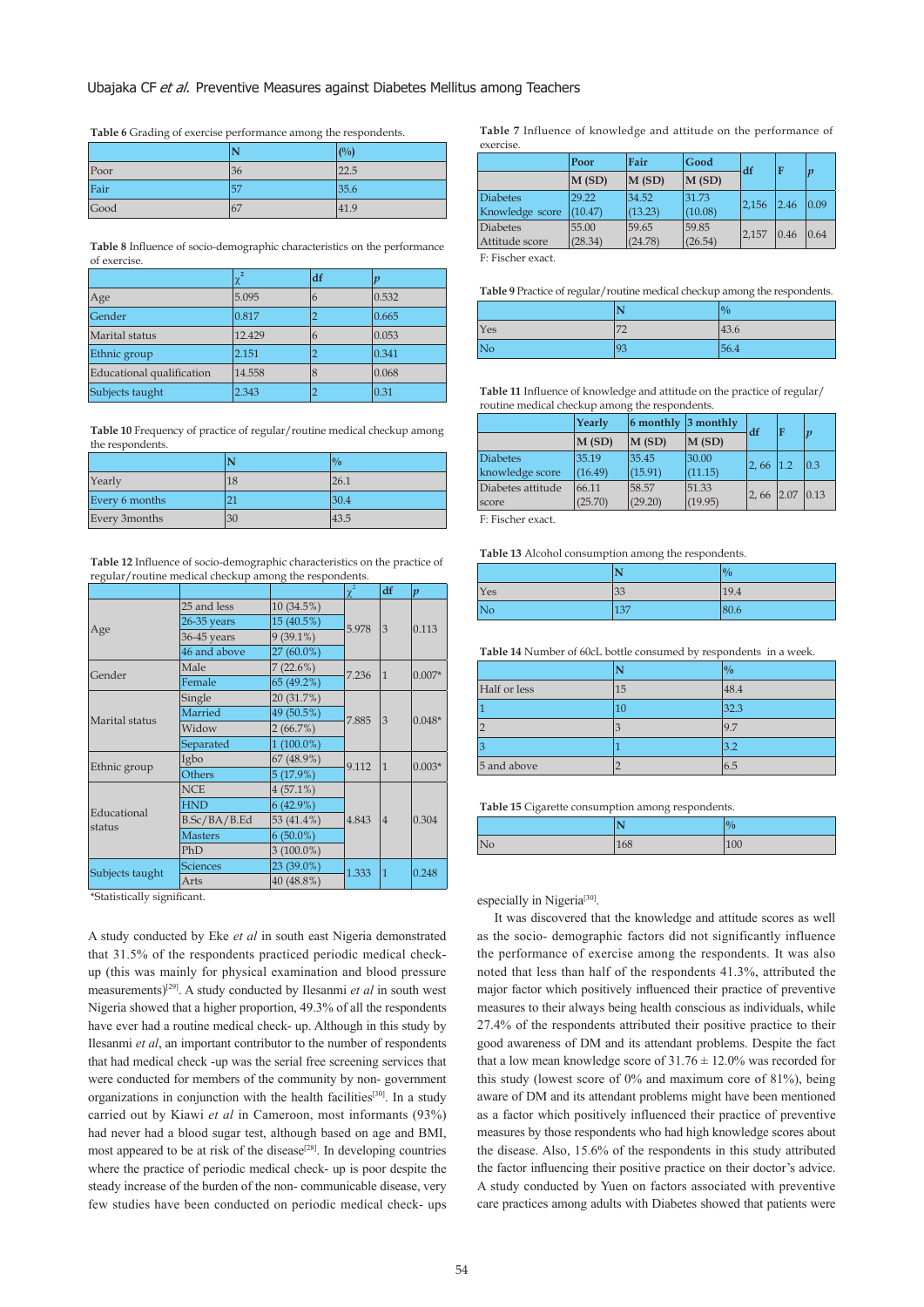**Table 6** Grading of exercise performance among the respondents.

| | N | (%) |
|---|---|---|
| Poor | 36 | 22.5 |
| Fair | 57 | 35.6 |
| Good | 67 | 41.9 |

**Table 8** Influence of socio-demographic characteristics on the performance of exercise.

| | $\chi^2$ | df | *p* |
|---|---|---|---|
| Age | 5.095 | 6 | 0.532 |
| Gender | 0.817 | 2 | 0.665 |
| Marital status | 12.429 | 6 | 0.053 |
| Ethnic group | 2.151 | 2 | 0.341 |
| Educational qualification | 14.558 | 8 | 0.068 |
| Subjects taught | 2.343 | 2 | 0.31 |

**Table 10** Frequency of practice of regular/routine medical checkup among the respondents.

| | N | % |
|---|---|---|
| Yearly | 18 | 26.1 |
| Every 6 months | 21 | 30.4 |
| Every 3months | 30 | 43.5 |

**Table 12** Influence of socio-demographic characteristics on the practice of regular/routine medical checkup among the respondents.

| | | | $\chi^2$ | df | *p* |
|---|---|---|---|---|---|
| Age | 25 and less | 10 (34.5%) | 5.978 | 3 | 0.113 |
| | 26-35 years | 15 (40.5%) | | | |
| | 36-45 years | 9 (39.1%) | | | |
| | 46 and above | 27 (60.0%) | | | |
| Gender | Male | 7 (22.6%) | 7.236 | 1 | 0.007* |
| | Female | 65 (49.2%) | | | |
| Marital status | Single | 20 (31.7%) | 7.885 | 3 | 0.048* |
| | Married | 49 (50.5%) | | | |
| | Widow | 2 (66.7%) | | | |
| | Separated | 1 (100.0%) | | | |
| Ethnic group | Igbo | 67 (48.9%) | 9.112 | 1 | 0.003* |
| | Others | 5 (17.9%) | | | |
| Educational status | NCE | 4 (57.1%) | 4.843 | 4 | 0.304 |
| | HND | 6 (42.9%) | | | |
| | B.Sc/BA/B.Ed | 53 (41.4%) | | | |
| | Masters | 6 (50.0%) | | | |
| | PhD | 3 (100.0%) | | | |
| Subjects taught | Sciences | 23 (39.0%) | 1.333 | 1 | 0.248 |
| | Arts | 40 (48.8%) | | | |

*Statistically significant.

A study conducted by Eke *et al* in south east Nigeria demonstrated that 31.5% of the respondents practiced periodic medical check-up (this was mainly for physical examination and blood pressure measurements)[29]. A study conducted by Ilesanmi *et al* in south west Nigeria showed that a higher proportion, 49.3% of all the respondents have ever had a routine medical check- up. Although in this study by Ilesanmi *et al*, an important contributor to the number of respondents that had medical check -up was the serial free screening services that were conducted for members of the community by non- government organizations in conjunction with the health facilities[30]. In a study carried out by Kiawi *et al* in Cameroon, most informants (93%) had never had a blood sugar test, although based on age and BMI, most appeared to be at risk of the disease[28]. In developing countries where the practice of periodic medical check- up is poor despite the steady increase of the burden of the non- communicable disease, very few studies have been conducted on periodic medical check- ups especially in Nigeria[30].

**Table 7** Influence of knowledge and attitude on the performance of exercise.

| | Poor | Fair | Good | df | F | *p* |
|---|---|---|---|---|---|---|
| | M (SD) | M (SD) | M (SD) | | | |
| Diabetes Knowledge score | 29.22 (10.47) | 34.52 (13.23) | 31.73 (10.08) | 2,156 | 2.46 | 0.09 |
| Diabetes Attitude score | 55.00 (28.34) | 59.65 (24.78) | 59.85 (26.54) | 2,157 | 0.46 | 0.64 |

F: Fischer exact.

**Table 9** Practice of regular/routine medical checkup among the respondents.

| | N | % |
|---|---|---|
| Yes | 72 | 43.6 |
| No | 93 | 56.4 |

**Table 11** Influence of knowledge and attitude on the practice of regular/routine medical checkup among the respondents.

| | Yearly | 6 monthly | 3 monthly | df | F | *p* |
|---|---|---|---|---|---|---|
| | M (SD) | M (SD) | M (SD) | | | |
| Diabetes knowledge score | 35.19 (16.49) | 35.45 (15.91) | 30.00 (11.15) | 2, 66 | 1.2 | 0.3 |
| Diabetes attitude score | 66.11 (25.70) | 58.57 (29.20) | 51.33 (19.95) | 2, 66 | 2.07 | 0.13 |

F: Fischer exact.

**Table 13** Alcohol consumption among the respondents.

| | N | % |
|---|---|---|
| Yes | 33 | 19.4 |
| No | 137 | 80.6 |

**Table 14** Number of 60cL bottle consumed by respondents in a week.

| | N | % |
|---|---|---|
| Half or less | 15 | 48.4 |
| 1 | 10 | 32.3 |
| 2 | 3 | 9.7 |
| 3 | 1 | 3.2 |
| 5 and above | 2 | 6.5 |

**Table 15** Cigarette consumption among respondents.

| | N | % |
|---|---|---|
| No | 168 | 100 |

It was discovered that the knowledge and attitude scores as well as the socio- demographic factors did not significantly influence the performance of exercise among the respondents. It was also noted that less than half of the respondents 41.3%, attributed the major factor which positively influenced their practice of preventive measures to their always being health conscious as individuals, while 27.4% of the respondents attributed their positive practice to their good awareness of DM and its attendant problems. Despite the fact that a low mean knowledge score of 31.76 ± 12.0% was recorded for this study (lowest score of 0% and maximum core of 81%), being aware of DM and its attendant problems might have been mentioned as a factor which positively influenced their practice of preventive measures by those respondents who had high knowledge scores about the disease. Also, 15.6% of the respondents in this study attributed the factor influencing their positive practice on their doctor's advice. A study conducted by Yuen on factors associated with preventive care practices among adults with Diabetes showed that patients were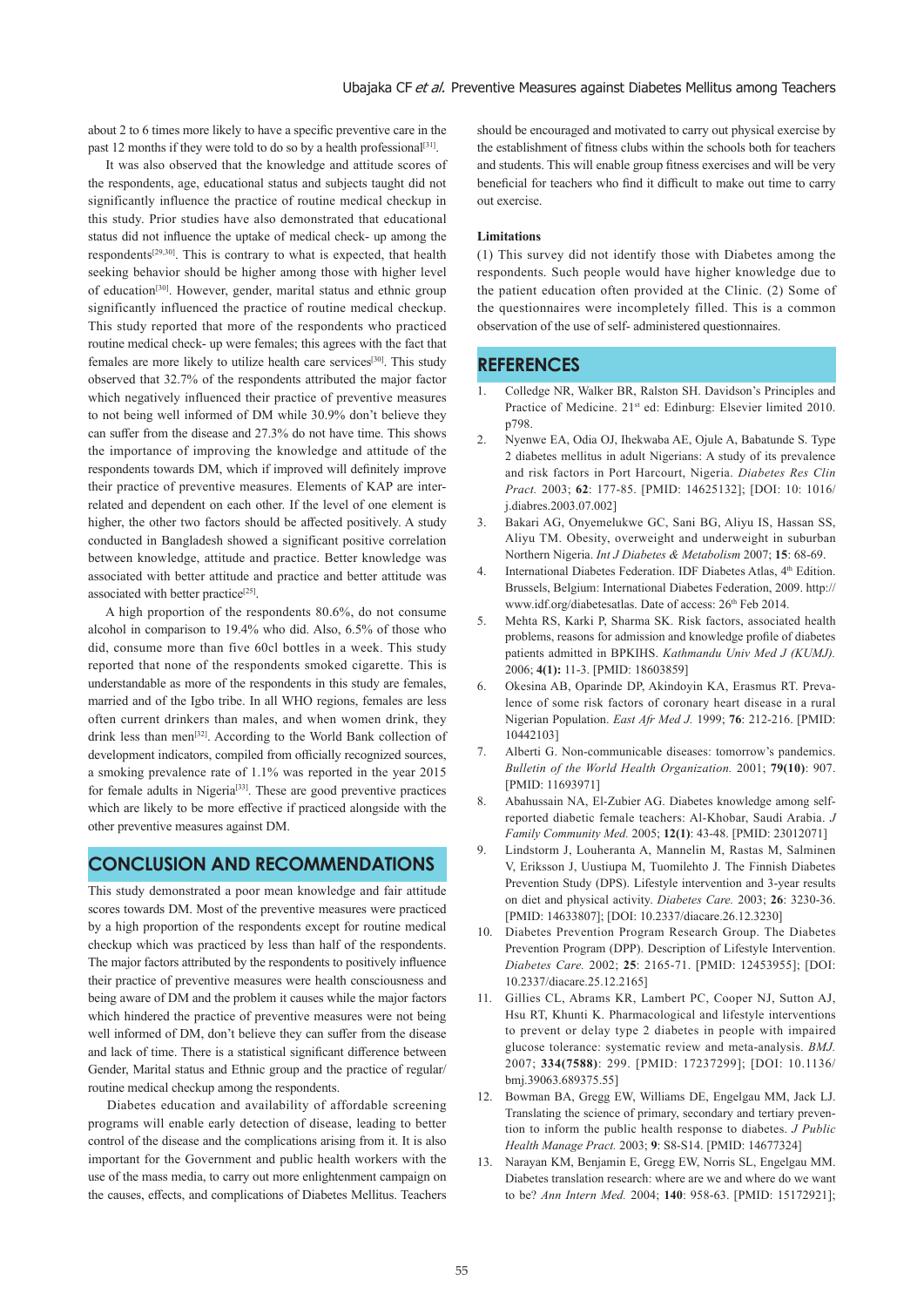about 2 to 6 times more likely to have a specific preventive care in the past 12 months if they were told to do so by a health professional[31].

It was also observed that the knowledge and attitude scores of the respondents, age, educational status and subjects taught did not significantly influence the practice of routine medical checkup in this study. Prior studies have also demonstrated that educational status did not influence the uptake of medical check- up among the respondents[29,30]. This is contrary to what is expected, that health seeking behavior should be higher among those with higher level of education[30]. However, gender, marital status and ethnic group significantly influenced the practice of routine medical checkup. This study reported that more of the respondents who practiced routine medical check- up were females; this agrees with the fact that females are more likely to utilize health care services[30]. This study observed that 32.7% of the respondents attributed the major factor which negatively influenced their practice of preventive measures to not being well informed of DM while 30.9% don't believe they can suffer from the disease and 27.3% do not have time. This shows the importance of improving the knowledge and attitude of the respondents towards DM, which if improved will definitely improve their practice of preventive measures. Elements of KAP are inter-related and dependent on each other. If the level of one element is higher, the other two factors should be affected positively. A study conducted in Bangladesh showed a significant positive correlation between knowledge, attitude and practice. Better knowledge was associated with better attitude and practice and better attitude was associated with better practice[25].

A high proportion of the respondents 80.6%, do not consume alcohol in comparison to 19.4% who did. Also, 6.5% of those who did, consume more than five 60cl bottles in a week. This study reported that none of the respondents smoked cigarette. This is understandable as more of the respondents in this study are females, married and of the Igbo tribe. In all WHO regions, females are less often current drinkers than males, and when women drink, they drink less than men[32]. According to the World Bank collection of development indicators, compiled from officially recognized sources, a smoking prevalence rate of 1.1% was reported in the year 2015 for female adults in Nigeria[33]. These are good preventive practices which are likely to be more effective if practiced alongside with the other preventive measures against DM.

## CONCLUSION AND RECOMMENDATIONS

This study demonstrated a poor mean knowledge and fair attitude scores towards DM. Most of the preventive measures were practiced by a high proportion of the respondents except for routine medical checkup which was practiced by less than half of the respondents. The major factors attributed by the respondents to positively influence their practice of preventive measures were health consciousness and being aware of DM and the problem it causes while the major factors which hindered the practice of preventive measures were not being well informed of DM, don't believe they can suffer from the disease and lack of time. There is a statistical significant difference between Gender, Marital status and Ethnic group and the practice of regular/routine medical checkup among the respondents.

Diabetes education and availability of affordable screening programs will enable early detection of disease, leading to better control of the disease and the complications arising from it. It is also important for the Government and public health workers with the use of the mass media, to carry out more enlightenment campaign on the causes, effects, and complications of Diabetes Mellitus. Teachers should be encouraged and motivated to carry out physical exercise by the establishment of fitness clubs within the schools both for teachers and students. This will enable group fitness exercises and will be very beneficial for teachers who find it difficult to make out time to carry out exercise.

### Limitations

(1) This survey did not identify those with Diabetes among the respondents. Such people would have higher knowledge due to the patient education often provided at the Clinic. (2) Some of the questionnaires were incompletely filled. This is a common observation of the use of self- administered questionnaires.

## REFERENCES

1. Colledge NR, Walker BR, Ralston SH. Davidson's Principles and Practice of Medicine. 21st ed: Edinburg: Elsevier limited 2010. p798.
2. Nyenwe EA, Odia OJ, Ihekwaba AE, Ojule A, Babatunde S. Type 2 diabetes mellitus in adult Nigerians: A study of its prevalence and risk factors in Port Harcourt, Nigeria. *Diabetes Res Clin Pract.* 2003; **62**: 177-85. [PMID: 14625132]; [DOI: 10: 1016/j.diabres.2003.07.002]
3. Bakari AG, Onyemelukwe GC, Sani BG, Aliyu IS, Hassan SS, Aliyu TM. Obesity, overweight and underweight in suburban Northern Nigeria. *Int J Diabetes & Metabolism* 2007; **15**: 68-69.
4. International Diabetes Federation. IDF Diabetes Atlas, 4th Edition. Brussels, Belgium: International Diabetes Federation, 2009. http://www.idf.org/diabetesatlas. Date of access: 26th Feb 2014.
5. Mehta RS, Karki P, Sharma SK. Risk factors, associated health problems, reasons for admission and knowledge profile of diabetes patients admitted in BPKIHS. *Kathmandu Univ Med J (KUMJ).* 2006; **4(1):** 11-3. [PMID: 18603859]
6. Okesina AB, Oparinde DP, Akindoyin KA, Erasmus RT. Prevalence of some risk factors of coronary heart disease in a rural Nigerian Population. *East Afr Med J.* 1999; **76**: 212-216. [PMID: 10442103]
7. Alberti G. Non-communicable diseases: tomorrow's pandemics. *Bulletin of the World Health Organization.* 2001; **79(10)**: 907. [PMID: 11693971]
8. Abahussain NA, El-Zubier AG. Diabetes knowledge among self-reported diabetic female teachers: Al-Khobar, Saudi Arabia. *J Family Community Med.* 2005; **12(1)**: 43-48. [PMID: 23012071]
9. Lindstorm J, Louheranta A, Mannelin M, Rastas M, Salminen V, Eriksson J, Uustiupa M, Tuomilehto J. The Finnish Diabetes Prevention Study (DPS). Lifestyle intervention and 3-year results on diet and physical activity. *Diabetes Care.* 2003; **26**: 3230-36. [PMID: 14633807]; [DOI: 10.2337/diacare.26.12.3230]
10. Diabetes Prevention Program Research Group. The Diabetes Prevention Program (DPP). Description of Lifestyle Intervention. *Diabetes Care.* 2002; **25**: 2165-71. [PMID: 12453955]; [DOI: 10.2337/diacare.25.12.2165]
11. Gillies CL, Abrams KR, Lambert PC, Cooper NJ, Sutton AJ, Hsu RT, Khunti K. Pharmacological and lifestyle interventions to prevent or delay type 2 diabetes in people with impaired glucose tolerance: systematic review and meta-analysis. *BMJ.* 2007; **334(7588)**: 299. [PMID: 17237299]; [DOI: 10.1136/bmj.39063.689375.55]
12. Bowman BA, Gregg EW, Williams DE, Engelgau MM, Jack LJ. Translating the science of primary, secondary and tertiary prevention to inform the public health response to diabetes. *J Public Health Manage Pract.* 2003; **9**: S8-S14. [PMID: 14677324]
13. Narayan KM, Benjamin E, Gregg EW, Norris SL, Engelgau MM. Diabetes translation research: where are we and where do we want to be? *Ann Intern Med.* 2004; **140**: 958-63. [PMID: 15172921];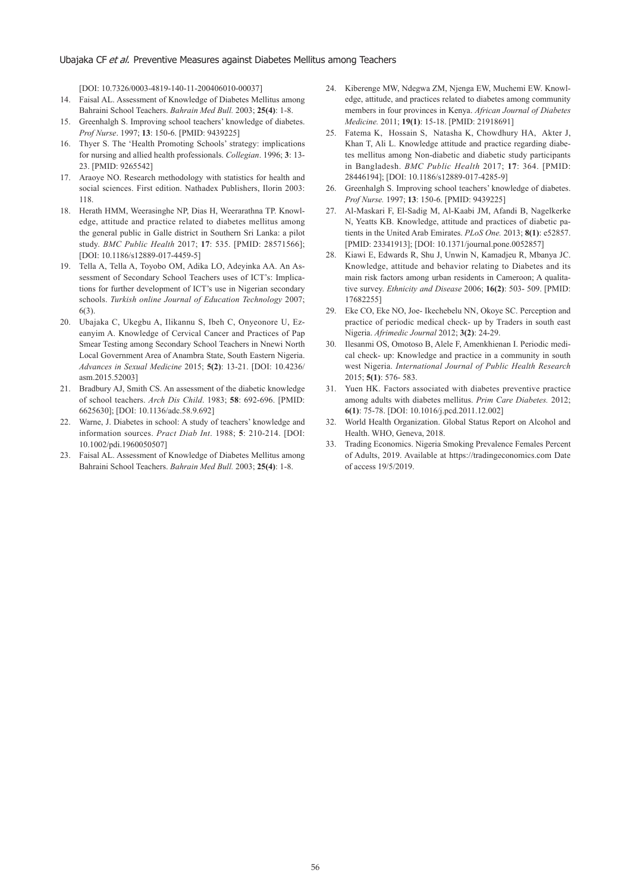[DOI: 10.7326/0003-4819-140-11-200406010-00037]

14. Faisal AL. Assessment of Knowledge of Diabetes Mellitus among Bahraini School Teachers. *Bahrain Med Bull.* 2003; **25(4)**: 1-8.
15. Greenhalgh S. Improving school teachers' knowledge of diabetes. *Prof Nurse*. 1997; **13**: 150-6. [PMID: 9439225]
16. Thyer S. The 'Health Promoting Schools' strategy: implications for nursing and allied health professionals. *Collegian*. 1996; **3**: 13-23. [PMID: 9265542]
17. Araoye NO. Research methodology with statistics for health and social sciences. First edition. Nathadex Publishers, Ilorin 2003: 118.
18. Herath HMM, Weerasinghe NP, Dias H, Weerarathna TP. Knowledge, attitude and practice related to diabetes mellitus among the general public in Galle district in Southern Sri Lanka: a pilot study. *BMC Public Health* 2017; **17**: 535. [PMID: 28571566]; [DOI: 10.1186/s12889-017-4459-5]
19. Tella A, Tella A, Toyobo OM, Adika LO, Adeyinka AA. An Assessment of Secondary School Teachers uses of ICT's: Implications for further development of ICT's use in Nigerian secondary schools. *Turkish online Journal of Education Technology* 2007; 6(3).
20. Ubajaka C, Ukegbu A, Ilikannu S, Ibeh C, Onyeonore U, Ezeanyim A. Knowledge of Cervical Cancer and Practices of Pap Smear Testing among Secondary School Teachers in Nnewi North Local Government Area of Anambra State, South Eastern Nigeria. *Advances in Sexual Medicine* 2015; **5(2)**: 13-21. [DOI: 10.4236/asm.2015.52003]
21. Bradbury AJ, Smith CS. An assessment of the diabetic knowledge of school teachers. *Arch Dis Child*. 1983; **58**: 692-696. [PMID: 6625630]; [DOI: 10.1136/adc.58.9.692]
22. Warne, J. Diabetes in school: A study of teachers' knowledge and information sources. *Pract Diab Int*. 1988; **5**: 210-214. [DOI: 10.1002/pdi.1960050507]
23. Faisal AL. Assessment of Knowledge of Diabetes Mellitus among Bahraini School Teachers. *Bahrain Med Bull.* 2003; **25(4)**: 1-8.
24. Kiberenge MW, Ndegwa ZM, Njenga EW, Muchemi EW. Knowledge, attitude, and practices related to diabetes among community members in four provinces in Kenya. *African Journal of Diabetes Medicine.* 2011; **19(1)**: 15-18. [PMID: 21918691]
25. Fatema K, Hossain S, Natasha K, Chowdhury HA, Akter J, Khan T, Ali L. Knowledge attitude and practice regarding diabetes mellitus among Non-diabetic and diabetic study participants in Bangladesh. *BMC Public Health* 2017; **17**: 364. [PMID: 28446194]; [DOI: 10.1186/s12889-017-4285-9]
26. Greenhalgh S. Improving school teachers' knowledge of diabetes. *Prof Nurse.* 1997; **13**: 150-6. [PMID: 9439225]
27. Al-Maskari F, El-Sadig M, Al-Kaabi JM, Afandi B, Nagelkerke N, Yeatts KB. Knowledge, attitude and practices of diabetic patients in the United Arab Emirates. *PLoS One.* 2013; **8(1)**: e52857. [PMID: 23341913]; [DOI: 10.1371/journal.pone.0052857]
28. Kiawi E, Edwards R, Shu J, Unwin N, Kamadjeu R, Mbanya JC. Knowledge, attitude and behavior relating to Diabetes and its main risk factors among urban residents in Cameroon; A qualitative survey. *Ethnicity and Disease* 2006; **16(2)**: 503- 509. [PMID: 17682255]
29. Eke CO, Eke NO, Joe- Ikechebelu NN, Okoye SC. Perception and practice of periodic medical check- up by Traders in south east Nigeria. *Afrimedic Journal* 2012; **3(2)**: 24-29.
30. Ilesanmi OS, Omotoso B, Alele F, Amenkhienan I. Periodic medical check- up: Knowledge and practice in a community in south west Nigeria. *International Journal of Public Health Research* 2015; **5(1)**: 576- 583.
31. Yuen HK. Factors associated with diabetes preventive practice among adults with diabetes mellitus. *Prim Care Diabetes.* 2012; **6(1)**: 75-78. [DOI: 10.1016/j.pcd.2011.12.002]
32. World Health Organization. Global Status Report on Alcohol and Health. WHO, Geneva, 2018.
33. Trading Economics. Nigeria Smoking Prevalence Females Percent of Adults, 2019. Available at https://tradingeconomics.com Date of access 19/5/2019.